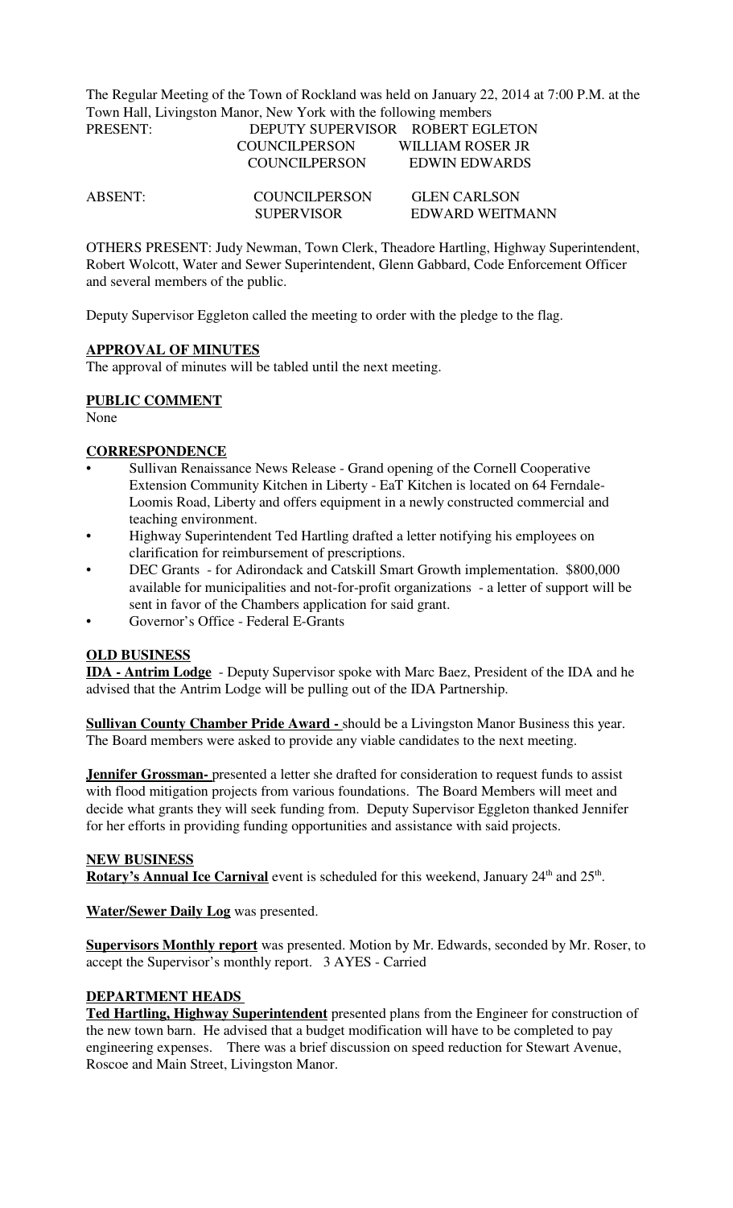The Regular Meeting of the Town of Rockland was held on January 22, 2014 at 7:00 P.M. at the Town Hall, Livingston Manor, New York with the following members

| | | |
|---|---|---|
| PRESENT: | DEPUTY SUPERVISOR | ROBERT EGLETON |
| | COUNCILPERSON | WILLIAM ROSER JR |
| | COUNCILPERSON | EDWIN EDWARDS |
| ABSENT: | COUNCILPERSON | GLEN CARLSON |
| | SUPERVISOR | EDWARD WEITMANN |

OTHERS PRESENT: Judy Newman, Town Clerk, Theadore Hartling, Highway Superintendent, Robert Wolcott, Water and Sewer Superintendent, Glenn Gabbard, Code Enforcement Officer and several members of the public.

Deputy Supervisor Eggleton called the meeting to order with the pledge to the flag.

**APPROVAL OF MINUTES**

The approval of minutes will be tabled until the next meeting.

**PUBLIC COMMENT**

None

**CORRESPONDENCE**

- Sullivan Renaissance News Release - Grand opening of the Cornell Cooperative Extension Community Kitchen in Liberty - EaT Kitchen is located on 64 Ferndale-Loomis Road, Liberty and offers equipment in a newly constructed commercial and teaching environment.
- Highway Superintendent Ted Hartling drafted a letter notifying his employees on clarification for reimbursement of prescriptions.
- DEC Grants - for Adirondack and Catskill Smart Growth implementation. $800,000 available for municipalities and not-for-profit organizations - a letter of support will be sent in favor of the Chambers application for said grant.
- Governor's Office - Federal E-Grants

**OLD BUSINESS**

**IDA - Antrim Lodge** - Deputy Supervisor spoke with Marc Baez, President of the IDA and he advised that the Antrim Lodge will be pulling out of the IDA Partnership.

**Sullivan County Chamber Pride Award -** should be a Livingston Manor Business this year. The Board members were asked to provide any viable candidates to the next meeting.

**Jennifer Grossman-** presented a letter she drafted for consideration to request funds to assist with flood mitigation projects from various foundations. The Board Members will meet and decide what grants they will seek funding from. Deputy Supervisor Eggleton thanked Jennifer for her efforts in providing funding opportunities and assistance with said projects.

**NEW BUSINESS**

**Rotary's Annual Ice Carnival** event is scheduled for this weekend, January 24th and 25th.

**Water/Sewer Daily Log** was presented.

**Supervisors Monthly report** was presented. Motion by Mr. Edwards, seconded by Mr. Roser, to accept the Supervisor's monthly report. 3 AYES - Carried

**DEPARTMENT HEADS**

**Ted Hartling, Highway Superintendent** presented plans from the Engineer for construction of the new town barn. He advised that a budget modification will have to be completed to pay engineering expenses. There was a brief discussion on speed reduction for Stewart Avenue, Roscoe and Main Street, Livingston Manor.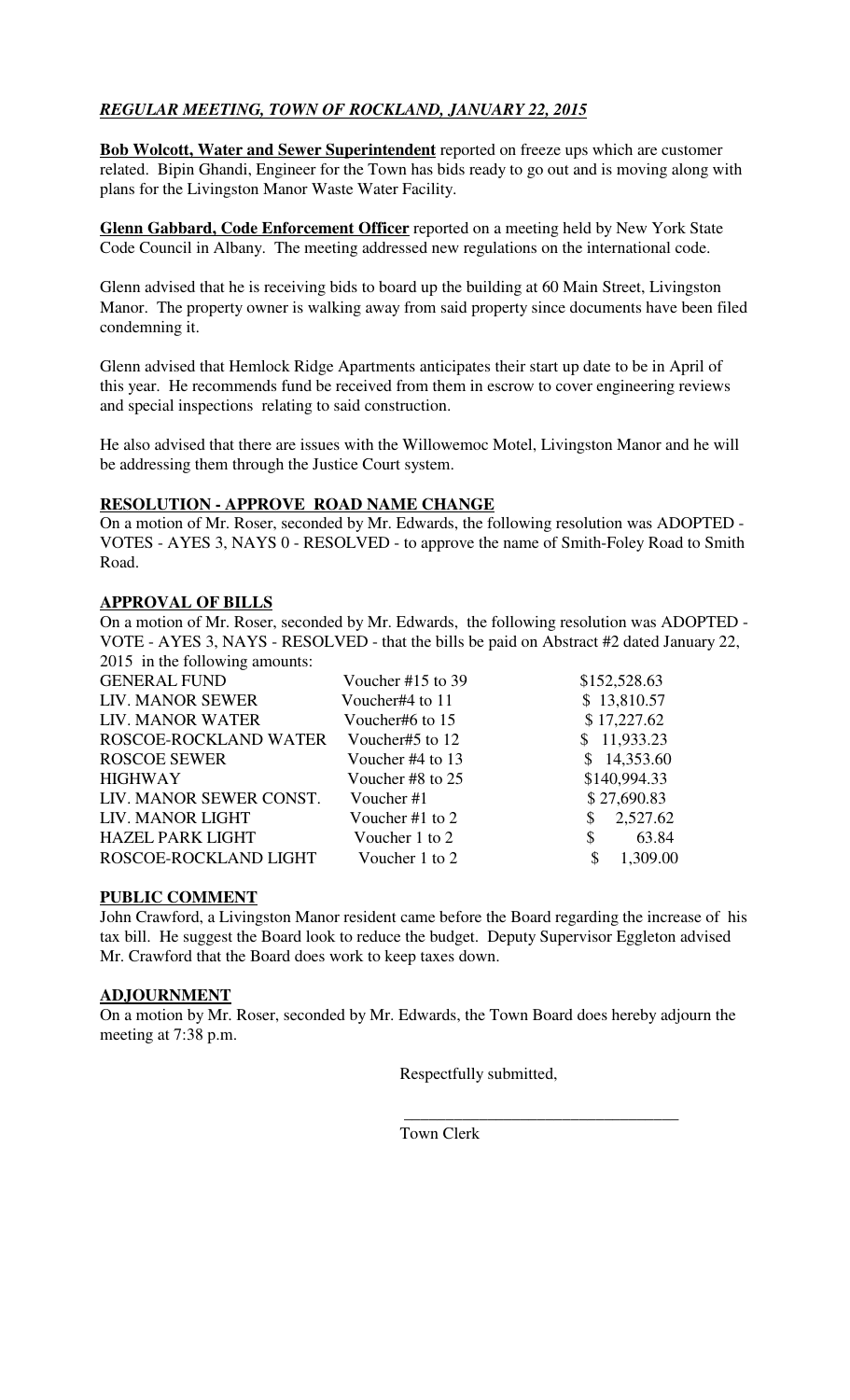***REGULAR MEETING, TOWN OF ROCKLAND, JANUARY 22, 2015***

**Bob Wolcott, Water and Sewer Superintendent** reported on freeze ups which are customer related. Bipin Ghandi, Engineer for the Town has bids ready to go out and is moving along with plans for the Livingston Manor Waste Water Facility.

**Glenn Gabbard, Code Enforcement Officer** reported on a meeting held by New York State Code Council in Albany. The meeting addressed new regulations on the international code.

Glenn advised that he is receiving bids to board up the building at 60 Main Street, Livingston Manor. The property owner is walking away from said property since documents have been filed condemning it.

Glenn advised that Hemlock Ridge Apartments anticipates their start up date to be in April of this year. He recommends fund be received from them in escrow to cover engineering reviews and special inspections relating to said construction.

He also advised that there are issues with the Willowemoc Motel, Livingston Manor and he will be addressing them through the Justice Court system.

**RESOLUTION - APPROVE ROAD NAME CHANGE**

On a motion of Mr. Roser, seconded by Mr. Edwards, the following resolution was ADOPTED - VOTES - AYES 3, NAYS 0 - RESOLVED - to approve the name of Smith-Foley Road to Smith Road.

**APPROVAL OF BILLS**

On a motion of Mr. Roser, seconded by Mr. Edwards, the following resolution was ADOPTED - VOTE - AYES 3, NAYS - RESOLVED - that the bills be paid on Abstract #2 dated January 22, 2015 in the following amounts:

| | | |
|---|---|---|
| GENERAL FUND | Voucher #15 to 39 | $152,528.63 |
| LIV. MANOR SEWER | Voucher#4 to 11 | $ 13,810.57 |
| LIV. MANOR WATER | Voucher#6 to 15 | $ 17,227.62 |
| ROSCOE-ROCKLAND WATER | Voucher#5 to 12 | $ 11,933.23 |
| ROSCOE SEWER | Voucher #4 to 13 | $ 14,353.60 |
| HIGHWAY | Voucher #8 to 25 | $140,994.33 |
| LIV. MANOR SEWER CONST. | Voucher #1 | $ 27,690.83 |
| LIV. MANOR LIGHT | Voucher #1 to 2 | $ 2,527.62 |
| HAZEL PARK LIGHT | Voucher 1 to 2 | $ 63.84 |
| ROSCOE-ROCKLAND LIGHT | Voucher 1 to 2 | $ 1,309.00 |

**PUBLIC COMMENT**

John Crawford, a Livingston Manor resident came before the Board regarding the increase of his tax bill. He suggest the Board look to reduce the budget. Deputy Supervisor Eggleton advised Mr. Crawford that the Board does work to keep taxes down.

**ADJOURNMENT**

On a motion by Mr. Roser, seconded by Mr. Edwards, the Town Board does hereby adjourn the meeting at 7:38 p.m.

Respectfully submitted,

\_\_\_\_\_\_\_\_\_\_\_\_\_\_\_\_\_\_\_\_\_\_\_\_\_\_\_\_\_\_\_\_

Town Clerk